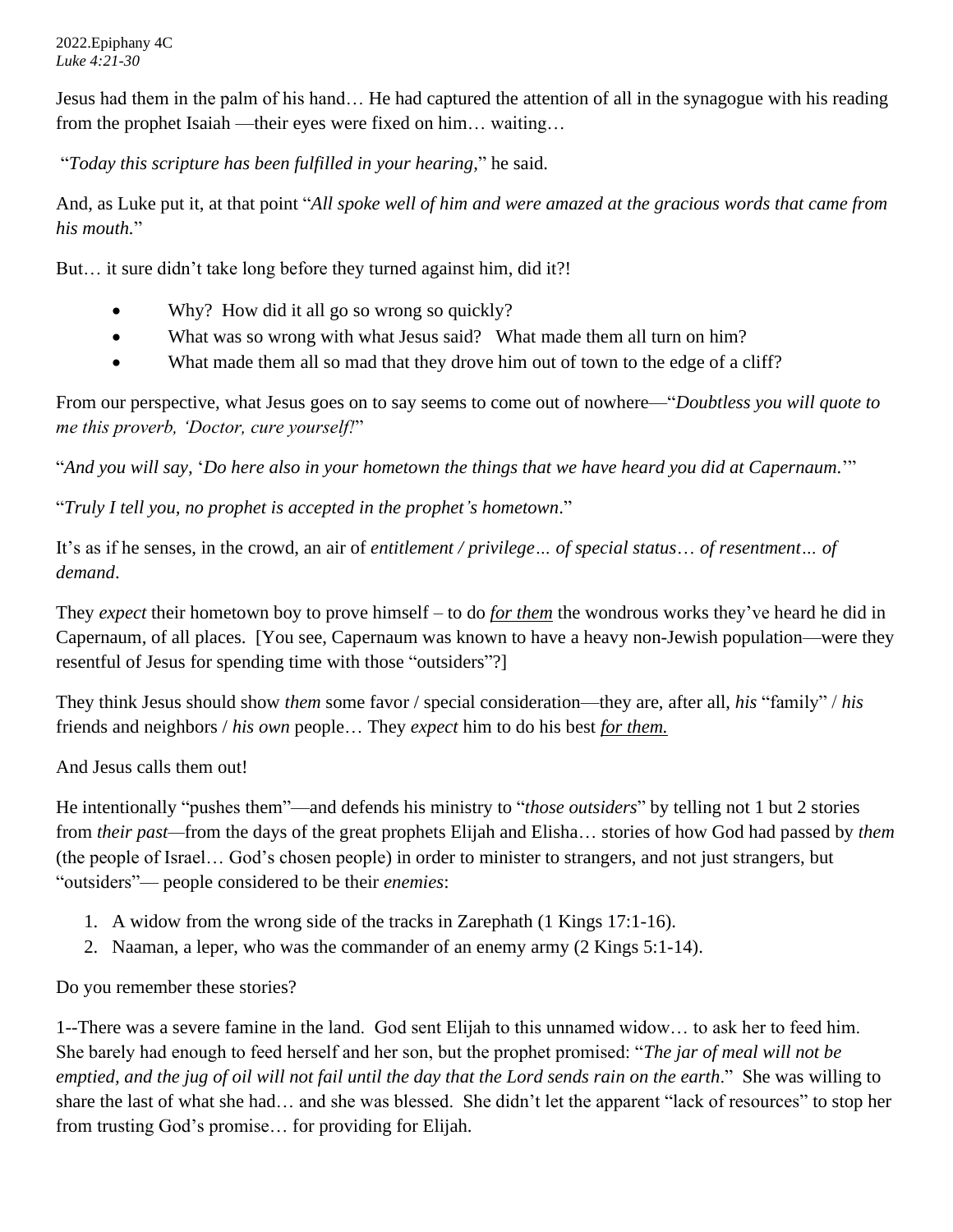2022.Epiphany 4C
*Luke 4:21-30*

Jesus had them in the palm of his hand… He had captured the attention of all in the synagogue with his reading from the prophet Isaiah —their eyes were fixed on him… waiting…

"*Today this scripture has been fulfilled in your hearing*," he said.

And, as Luke put it, at that point "*All spoke well of him and were amazed at the gracious words that came from his mouth.*"

But… it sure didn't take long before they turned against him, did it?!

- Why? How did it all go so wrong so quickly?
- What was so wrong with what Jesus said? What made them all turn on him?
- What made them all so mad that they drove him out of town to the edge of a cliff?

From our perspective, what Jesus goes on to say seems to come out of nowhere—"*Doubtless you will quote to me this proverb, 'Doctor, cure yourself!*'"

"*And you will say,* '*Do here also in your hometown the things that we have heard you did at Capernaum.*'"

"*Truly I tell you, no prophet is accepted in the prophet's hometown*."

It's as if he senses, in the crowd, an air of *entitlement / privilege… of special status… of resentment… of demand*.

They *expect* their hometown boy to prove himself – to do ***for them*** the wondrous works they've heard he did in Capernaum, of all places. [You see, Capernaum was known to have a heavy non-Jewish population—were they resentful of Jesus for spending time with those "outsiders"?]

They think Jesus should show *them* some favor / special consideration—they are, after all, *his* "family" / *his* friends and neighbors / *his own* people… They *expect* him to do his best ***for them.***

And Jesus calls them out!

He intentionally "pushes them"—and defends his ministry to "*those outsiders*" by telling not 1 but 2 stories from *their past*—from the days of the great prophets Elijah and Elisha… stories of how God had passed by *them* (the people of Israel… God's chosen people) in order to minister to strangers, and not just strangers, but "outsiders"— people considered to be their *enemies*:

1. A widow from the wrong side of the tracks in Zarephath (1 Kings 17:1-16).
2. Naaman, a leper, who was the commander of an enemy army (2 Kings 5:1-14).

Do you remember these stories?

1--There was a severe famine in the land. God sent Elijah to this unnamed widow… to ask her to feed him. She barely had enough to feed herself and her son, but the prophet promised: "*The jar of meal will not be emptied, and the jug of oil will not fail until the day that the Lord sends rain on the earth*." She was willing to share the last of what she had… and she was blessed. She didn't let the apparent "lack of resources" to stop her from trusting God's promise… for providing for Elijah.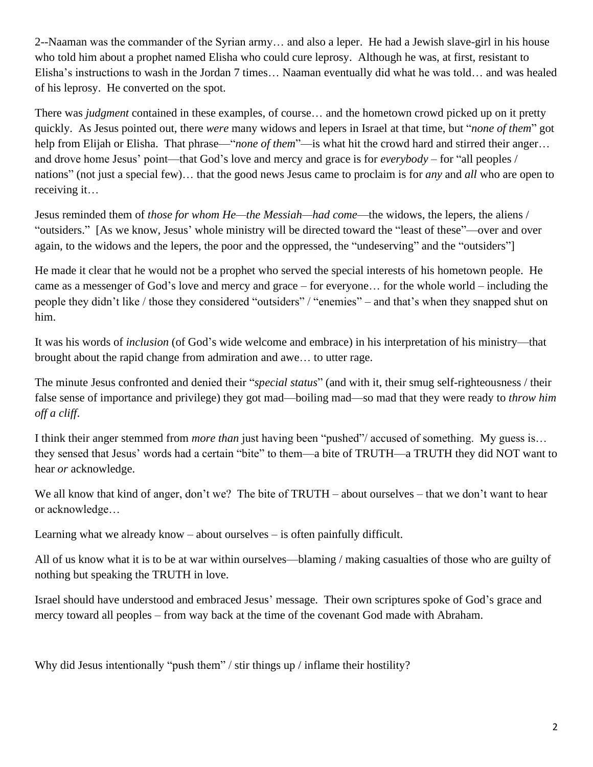2--Naaman was the commander of the Syrian army… and also a leper. He had a Jewish slave-girl in his house who told him about a prophet named Elisha who could cure leprosy. Although he was, at first, resistant to Elisha's instructions to wash in the Jordan 7 times… Naaman eventually did what he was told… and was healed of his leprosy. He converted on the spot.

There was *judgment* contained in these examples, of course… and the hometown crowd picked up on it pretty quickly. As Jesus pointed out, there *were* many widows and lepers in Israel at that time, but "*none of them*" got help from Elijah or Elisha. That phrase—"*none of them*"—is what hit the crowd hard and stirred their anger… and drove home Jesus' point—that God's love and mercy and grace is for *everybody* – for "all peoples / nations" (not just a special few)… that the good news Jesus came to proclaim is for *any* and *all* who are open to receiving it…

Jesus reminded them of *those for whom He—the Messiah—had come*—the widows, the lepers, the aliens / "outsiders." [As we know, Jesus' whole ministry will be directed toward the "least of these"—over and over again, to the widows and the lepers, the poor and the oppressed, the "undeserving" and the "outsiders"]

He made it clear that he would not be a prophet who served the special interests of his hometown people. He came as a messenger of God's love and mercy and grace – for everyone… for the whole world – including the people they didn't like / those they considered "outsiders" / "enemies" – and that's when they snapped shut on him.

It was his words of *inclusion* (of God's wide welcome and embrace) in his interpretation of his ministry—that brought about the rapid change from admiration and awe… to utter rage.

The minute Jesus confronted and denied their "*special status*" (and with it, their smug self-righteousness / their false sense of importance and privilege) they got mad—boiling mad—so mad that they were ready to *throw him off a cliff*.

I think their anger stemmed from *more than* just having been "pushed"/ accused of something. My guess is… they sensed that Jesus' words had a certain "bite" to them—a bite of TRUTH—a TRUTH they did NOT want to hear *or* acknowledge.

We all know that kind of anger, don't we? The bite of TRUTH – about ourselves – that we don't want to hear or acknowledge…

Learning what we already know – about ourselves – is often painfully difficult.

All of us know what it is to be at war within ourselves—blaming / making casualties of those who are guilty of nothing but speaking the TRUTH in love.

Israel should have understood and embraced Jesus' message. Their own scriptures spoke of God's grace and mercy toward all peoples – from way back at the time of the covenant God made with Abraham.

Why did Jesus intentionally "push them" / stir things up / inflame their hostility?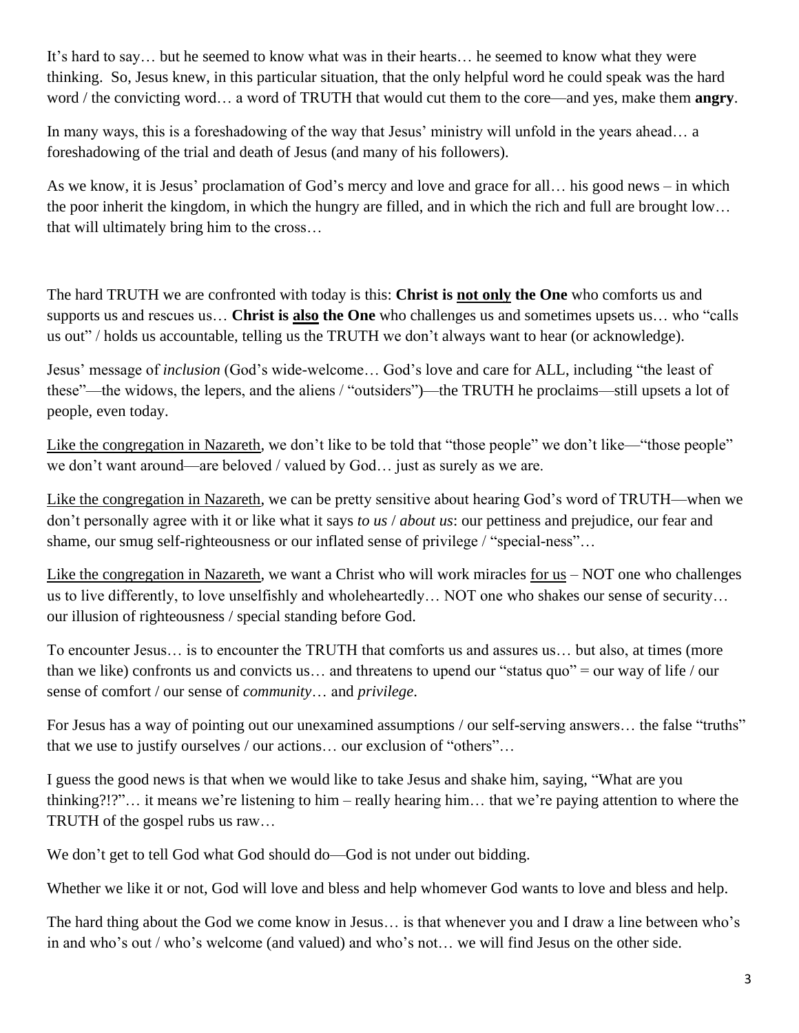It's hard to say… but he seemed to know what was in their hearts… he seemed to know what they were thinking. So, Jesus knew, in this particular situation, that the only helpful word he could speak was the hard word / the convicting word… a word of TRUTH that would cut them to the core—and yes, make them **angry**.

In many ways, this is a foreshadowing of the way that Jesus' ministry will unfold in the years ahead… a foreshadowing of the trial and death of Jesus (and many of his followers).

As we know, it is Jesus' proclamation of God's mercy and love and grace for all… his good news – in which the poor inherit the kingdom, in which the hungry are filled, and in which the rich and full are brought low… that will ultimately bring him to the cross…

The hard TRUTH we are confronted with today is this: **Christ is <u>not only</u> the One** who comforts us and supports us and rescues us… **Christ is <u>also</u> the One** who challenges us and sometimes upsets us… who "calls us out" / holds us accountable, telling us the TRUTH we don't always want to hear (or acknowledge).

Jesus' message of *inclusion* (God's wide-welcome… God's love and care for ALL, including "the least of these"—the widows, the lepers, and the aliens / "outsiders")—the TRUTH he proclaims—still upsets a lot of people, even today.

<u>Like the congregation in Nazareth</u>, we don't like to be told that "those people" we don't like—"those people" we don't want around—are beloved / valued by God… just as surely as we are.

<u>Like the congregation in Nazareth</u>, we can be pretty sensitive about hearing God's word of TRUTH—when we don't personally agree with it or like what it says *to us* / *about us*: our pettiness and prejudice, our fear and shame, our smug self-righteousness or our inflated sense of privilege / "special-ness"…

<u>Like the congregation in Nazareth</u>, we want a Christ who will work miracles <u>for us</u> – NOT one who challenges us to live differently, to love unselfishly and wholeheartedly… NOT one who shakes our sense of security… our illusion of righteousness / special standing before God.

To encounter Jesus… is to encounter the TRUTH that comforts us and assures us… but also, at times (more than we like) confronts us and convicts us… and threatens to upend our "status quo" = our way of life / our sense of comfort / our sense of *community*… and *privilege*.

For Jesus has a way of pointing out our unexamined assumptions / our self-serving answers… the false "truths" that we use to justify ourselves / our actions… our exclusion of "others"…

I guess the good news is that when we would like to take Jesus and shake him, saying, "What are you thinking?!?"… it means we're listening to him – really hearing him… that we're paying attention to where the TRUTH of the gospel rubs us raw…

We don't get to tell God what God should do—God is not under out bidding.

Whether we like it or not, God will love and bless and help whomever God wants to love and bless and help.

The hard thing about the God we come know in Jesus… is that whenever you and I draw a line between who's in and who's out / who's welcome (and valued) and who's not… we will find Jesus on the other side.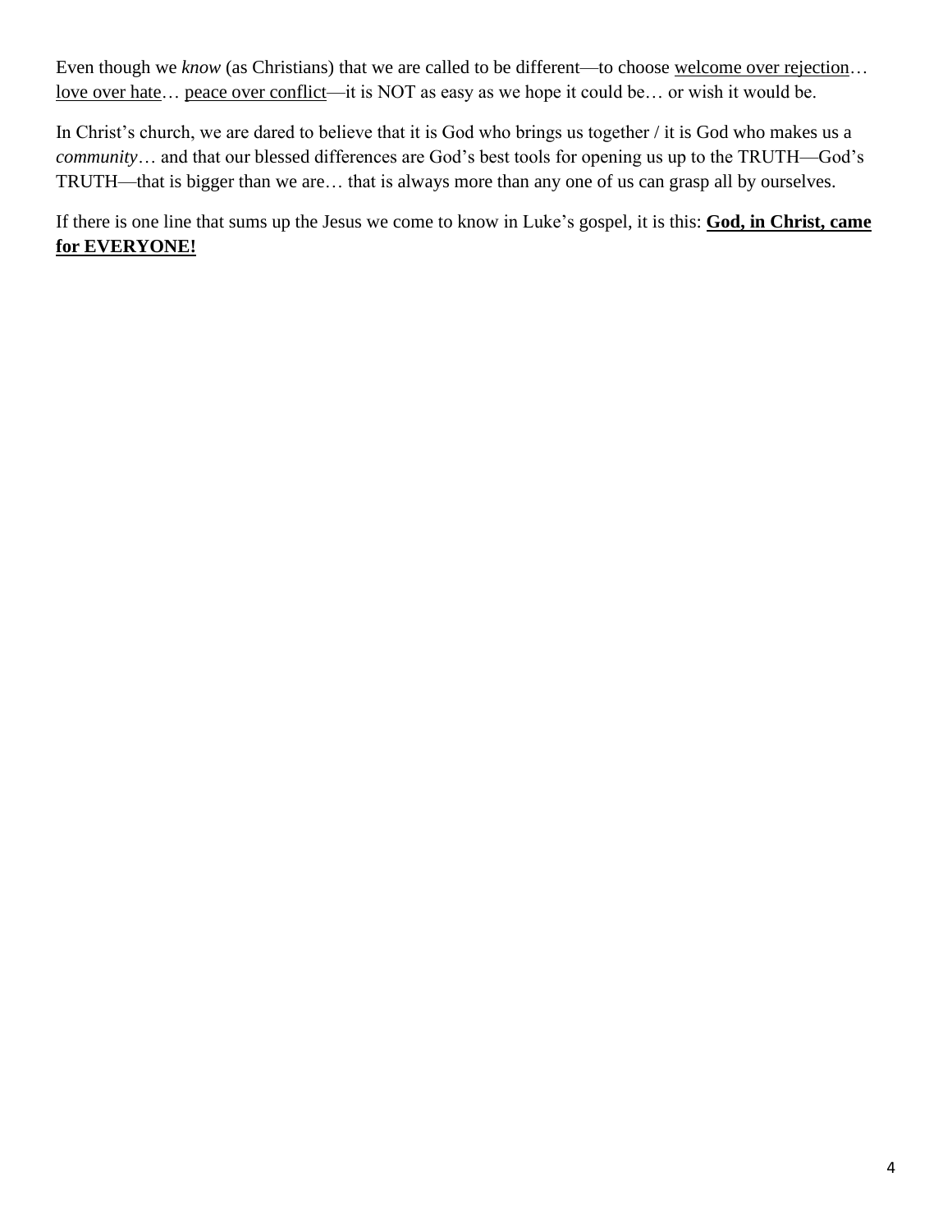Even though we *know* (as Christians) that we are called to be different—to choose <u>welcome over rejection</u>… <u>love over hate</u>… <u>peace over conflict</u>—it is NOT as easy as we hope it could be… or wish it would be.

In Christ's church, we are dared to believe that it is God who brings us together / it is God who makes us a *community*… and that our blessed differences are God's best tools for opening us up to the TRUTH—God's TRUTH—that is bigger than we are… that is always more than any one of us can grasp all by ourselves.

If there is one line that sums up the Jesus we come to know in Luke's gospel, it is this: **<u>God, in Christ, came for EVERYONE!</u>**